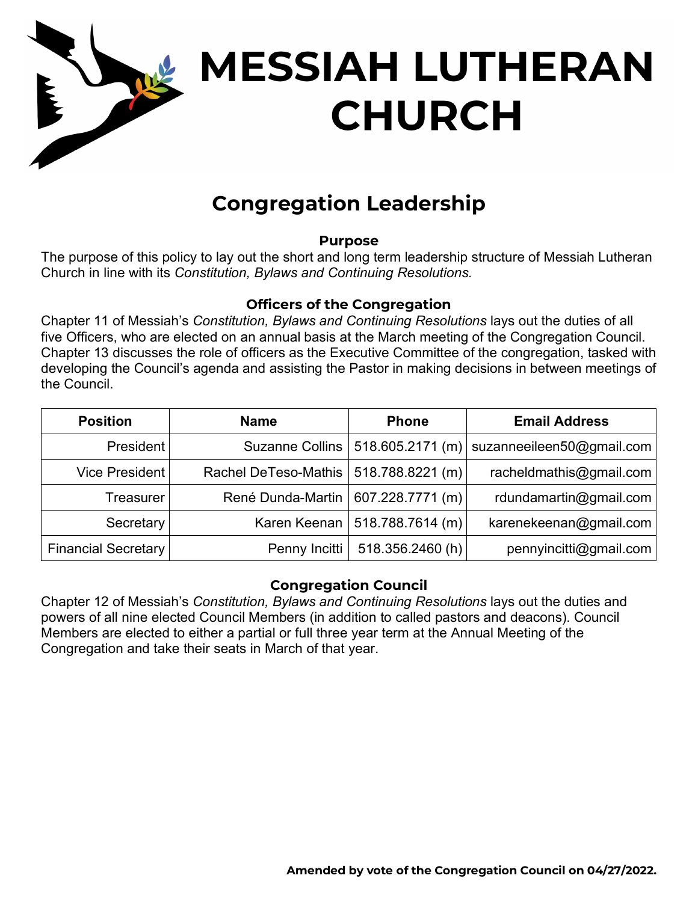# MESSIAH LUTHERAN CHURCH

## Congregation Leadership

### Purpose

The purpose of this policy to lay out the short and long term leadership structure of Messiah Lutheran Church in line with its *Constitution, Bylaws and Continuing Resolutions.*

### Officers of the Congregation

Chapter 11 of Messiah's *Constitution, Bylaws and Continuing Resolutions* lays out the duties of all five Officers, who are elected on an annual basis at the March meeting of the Congregation Council. Chapter 13 discusses the role of officers as the Executive Committee of the congregation, tasked with developing the Council's agenda and assisting the Pastor in making decisions in between meetings of the Council.

| Position | Name | Phone | Email Address |
|---:|---:|---:|---:|
| President | Suzanne Collins | 518.605.2171 (m) | suzanneeileen50@gmail.com |
| Vice President | Rachel DeTeso-Mathis | 518.788.8221 (m) | racheldmathis@gmail.com |
| Treasurer | René Dunda-Martin | 607.228.7771 (m) | rdundamartin@gmail.com |
| Secretary | Karen Keenan | 518.788.7614 (m) | karenekeenan@gmail.com |
| Financial Secretary | Penny Incitti | 518.356.2460 (h) | pennyincitti@gmail.com |

### Congregation Council

Chapter 12 of Messiah's *Constitution, Bylaws and Continuing Resolutions* lays out the duties and powers of all nine elected Council Members (in addition to called pastors and deacons). Council Members are elected to either a partial or full three year term at the Annual Meeting of the Congregation and take their seats in March of that year.

**Amended by vote of the Congregation Council on 04/27/2022.**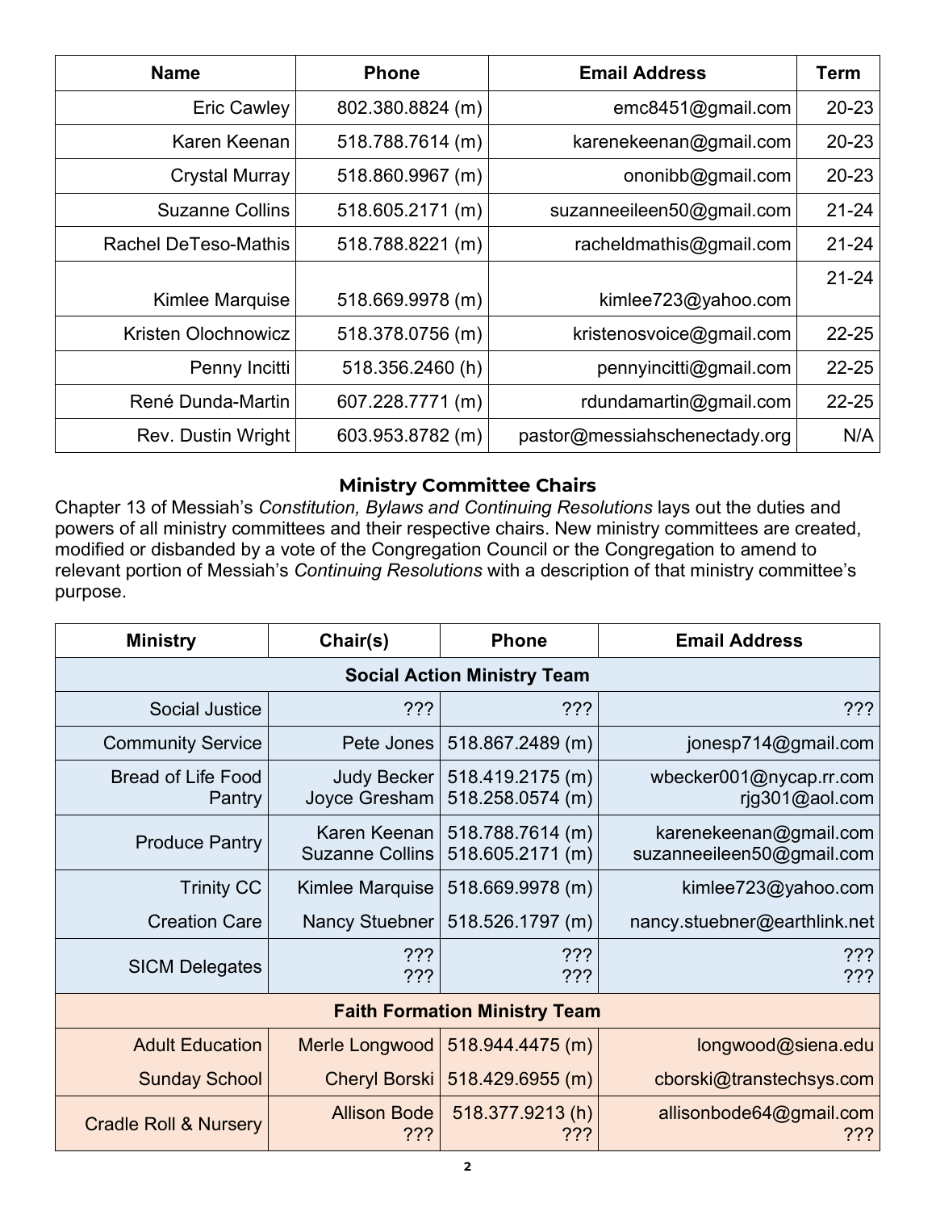| Name | Phone | Email Address | Term |
|---|---|---|---|
| Eric Cawley | 802.380.8824 (m) | emc8451@gmail.com | 20-23 |
| Karen Keenan | 518.788.7614 (m) | karenekeenan@gmail.com | 20-23 |
| Crystal Murray | 518.860.9967 (m) | ononibb@gmail.com | 20-23 |
| Suzanne Collins | 518.605.2171 (m) | suzanneeileen50@gmail.com | 21-24 |
| Rachel DeTeso-Mathis | 518.788.8221 (m) | racheldmathis@gmail.com | 21-24 |
| Kimlee Marquise | 518.669.9978 (m) | kimlee723@yahoo.com | 21-24 |
| Kristen Olochnowicz | 518.378.0756 (m) | kristenosvoice@gmail.com | 22-25 |
| Penny Incitti | 518.356.2460 (h) | pennyincitti@gmail.com | 22-25 |
| René Dunda-Martin | 607.228.7771 (m) | rdundamartin@gmail.com | 22-25 |
| Rev. Dustin Wright | 603.953.8782 (m) | pastor@messiahschenectady.org | N/A |

### Ministry Committee Chairs

Chapter 13 of Messiah's *Constitution, Bylaws and Continuing Resolutions* lays out the duties and powers of all ministry committees and their respective chairs. New ministry committees are created, modified or disbanded by a vote of the Congregation Council or the Congregation to amend to relevant portion of Messiah's *Continuing Resolutions* with a description of that ministry committee's purpose.

| Ministry | Chair(s) | Phone | Email Address |
|---|---|---|---|
| **Social Action Ministry Team** | | | |
| Social Justice | ??? | ??? | ??? |
| Community Service | Pete Jones | 518.867.2489 (m) | jonesp714@gmail.com |
| Bread of Life Food Pantry | Judy Becker<br>Joyce Gresham | 518.419.2175 (m)<br>518.258.0574 (m) | wbecker001@nycap.rr.com<br>rjg301@aol.com |
| Produce Pantry | Karen Keenan<br>Suzanne Collins | 518.788.7614 (m)<br>518.605.2171 (m) | karenekeenan@gmail.com<br>suzanneeileen50@gmail.com |
| Trinity CC | Kimlee Marquise | 518.669.9978 (m) | kimlee723@yahoo.com |
| Creation Care | Nancy Stuebner | 518.526.1797 (m) | nancy.stuebner@earthlink.net |
| SICM Delegates | ???<br>??? | ???<br>??? | ???<br>??? |
| **Faith Formation Ministry Team** | | | |
| Adult Education | Merle Longwood | 518.944.4475 (m) | longwood@siena.edu |
| Sunday School | Cheryl Borski | 518.429.6955 (m) | cborski@transtechsys.com |
| Cradle Roll & Nursery | Allison Bode<br>??? | 518.377.9213 (h)<br>??? | allisonbode64@gmail.com<br>??? |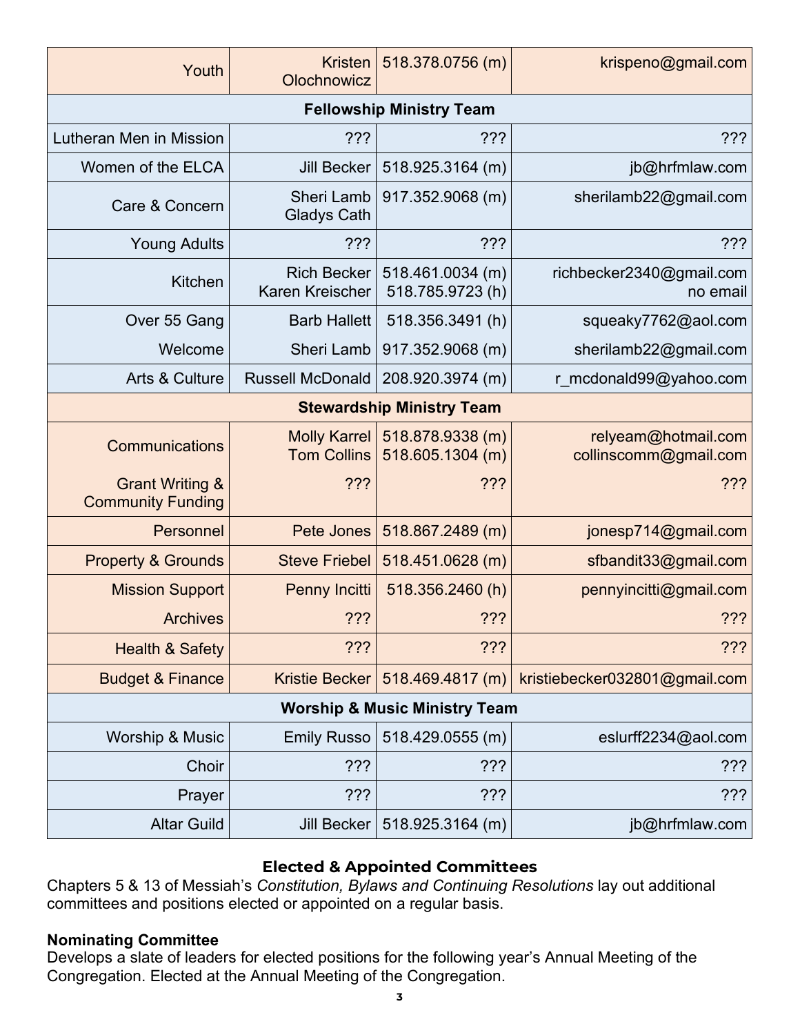| | | | |
|---|---|---|---|
| Youth | Kristen Olochnowicz | 518.378.0756 (m) | krispeno@gmail.com |
| **Fellowship Ministry Team** | | | |
| Lutheran Men in Mission | ??? | ??? | ??? |
| Women of the ELCA | Jill Becker | 518.925.3164 (m) | jb@hrfmlaw.com |
| Care & Concern | Sheri Lamb<br>Gladys Cath | 917.352.9068 (m) | sherilamb22@gmail.com |
| Young Adults | ??? | ??? | ??? |
| Kitchen | Rich Becker<br>Karen Kreischer | 518.461.0034 (m)<br>518.785.9723 (h) | richbecker2340@gmail.com<br>no email |
| Over 55 Gang | Barb Hallett | 518.356.3491 (h) | squeaky7762@aol.com |
| Welcome | Sheri Lamb | 917.352.9068 (m) | sherilamb22@gmail.com |
| Arts & Culture | Russell McDonald | 208.920.3974 (m) | r_mcdonald99@yahoo.com |
| **Stewardship Ministry Team** | | | |
| Communications | Molly Karrel<br>Tom Collins | 518.878.9338 (m)<br>518.605.1304 (m) | relyeam@hotmail.com<br>collinscomm@gmail.com |
| Grant Writing & Community Funding | ??? | ??? | ??? |
| Personnel | Pete Jones | 518.867.2489 (m) | jonesp714@gmail.com |
| Property & Grounds | Steve Friebel | 518.451.0628 (m) | sfbandit33@gmail.com |
| Mission Support | Penny Incitti | 518.356.2460 (h) | pennyincitti@gmail.com |
| Archives | ??? | ??? | ??? |
| Health & Safety | ??? | ??? | ??? |
| Budget & Finance | Kristie Becker | 518.469.4817 (m) | kristiebecker032801@gmail.com |
| **Worship & Music Ministry Team** | | | |
| Worship & Music | Emily Russo | 518.429.0555 (m) | eslurff2234@aol.com |
| Choir | ??? | ??? | ??? |
| Prayer | ??? | ??? | ??? |
| Altar Guild | Jill Becker | 518.925.3164 (m) | jb@hrfmlaw.com |

## Elected & Appointed Committees

Chapters 5 & 13 of Messiah's *Constitution, Bylaws and Continuing Resolutions* lay out additional committees and positions elected or appointed on a regular basis.

**Nominating Committee**
Develops a slate of leaders for elected positions for the following year's Annual Meeting of the Congregation. Elected at the Annual Meeting of the Congregation.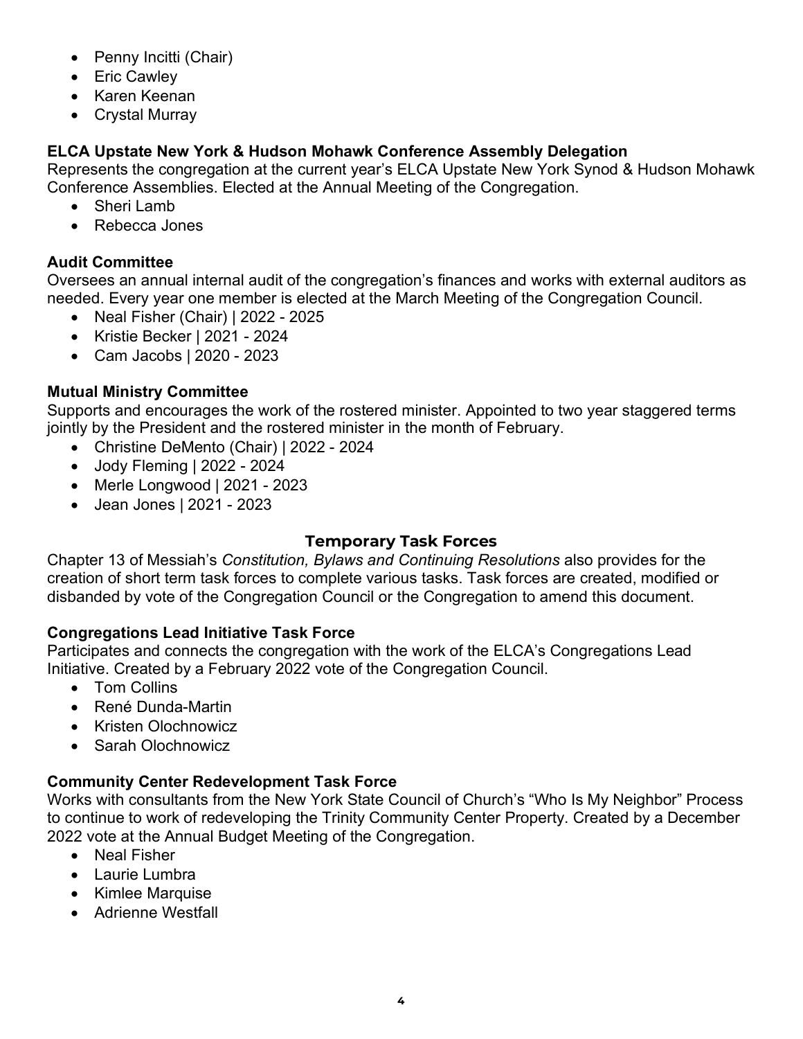- Penny Incitti (Chair)
- Eric Cawley
- Karen Keenan
- Crystal Murray

### ELCA Upstate New York & Hudson Mohawk Conference Assembly Delegation

Represents the congregation at the current year's ELCA Upstate New York Synod & Hudson Mohawk Conference Assemblies. Elected at the Annual Meeting of the Congregation.

- Sheri Lamb
- Rebecca Jones

### Audit Committee

Oversees an annual internal audit of the congregation's finances and works with external auditors as needed. Every year one member is elected at the March Meeting of the Congregation Council.

- Neal Fisher (Chair) | 2022 - 2025
- Kristie Becker | 2021 - 2024
- Cam Jacobs | 2020 - 2023

### Mutual Ministry Committee

Supports and encourages the work of the rostered minister. Appointed to two year staggered terms jointly by the President and the rostered minister in the month of February.

- Christine DeMento (Chair) | 2022 - 2024
- Jody Fleming | 2022 - 2024
- Merle Longwood | 2021 - 2023
- Jean Jones | 2021 - 2023

## Temporary Task Forces

Chapter 13 of Messiah's *Constitution, Bylaws and Continuing Resolutions* also provides for the creation of short term task forces to complete various tasks. Task forces are created, modified or disbanded by vote of the Congregation Council or the Congregation to amend this document.

### Congregations Lead Initiative Task Force

Participates and connects the congregation with the work of the ELCA's Congregations Lead Initiative. Created by a February 2022 vote of the Congregation Council.

- Tom Collins
- René Dunda-Martin
- Kristen Olochnowicz
- Sarah Olochnowicz

### Community Center Redevelopment Task Force

Works with consultants from the New York State Council of Church's "Who Is My Neighbor" Process to continue to work of redeveloping the Trinity Community Center Property. Created by a December 2022 vote at the Annual Budget Meeting of the Congregation.

- Neal Fisher
- Laurie Lumbra
- Kimlee Marquise
- Adrienne Westfall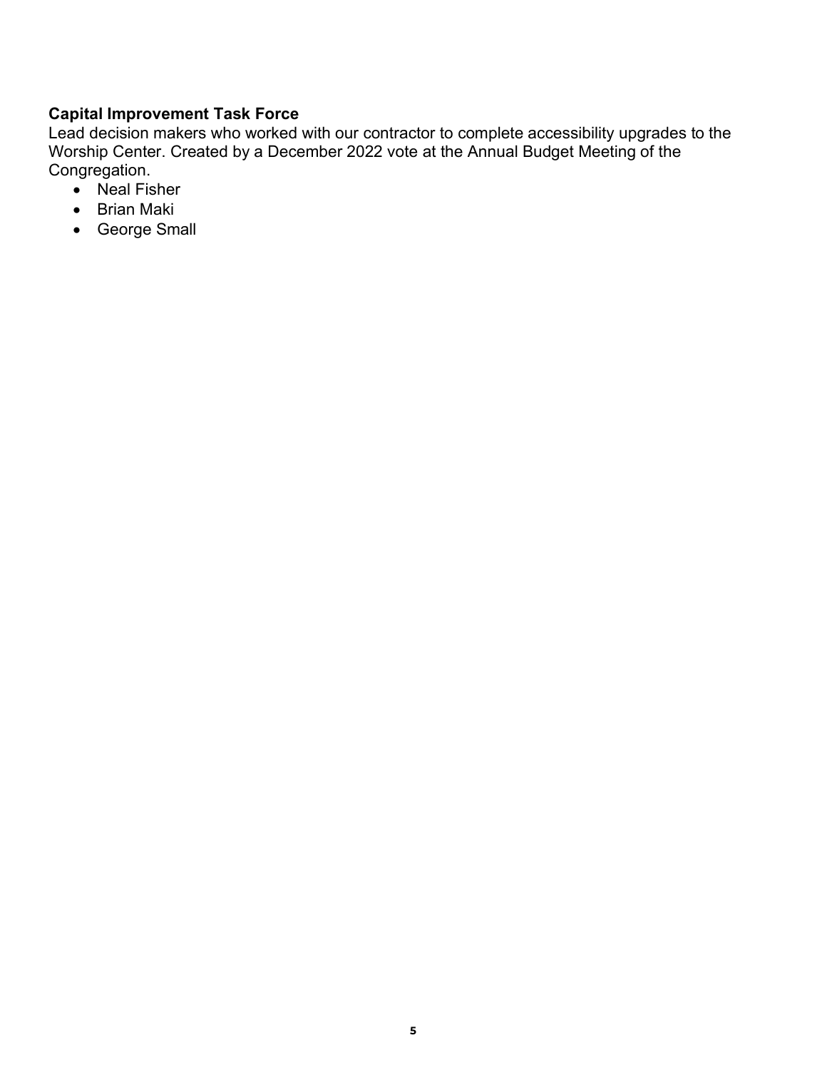**Capital Improvement Task Force**
Lead decision makers who worked with our contractor to complete accessibility upgrades to the Worship Center. Created by a December 2022 vote at the Annual Budget Meeting of the Congregation.

- Neal Fisher
- Brian Maki
- George Small